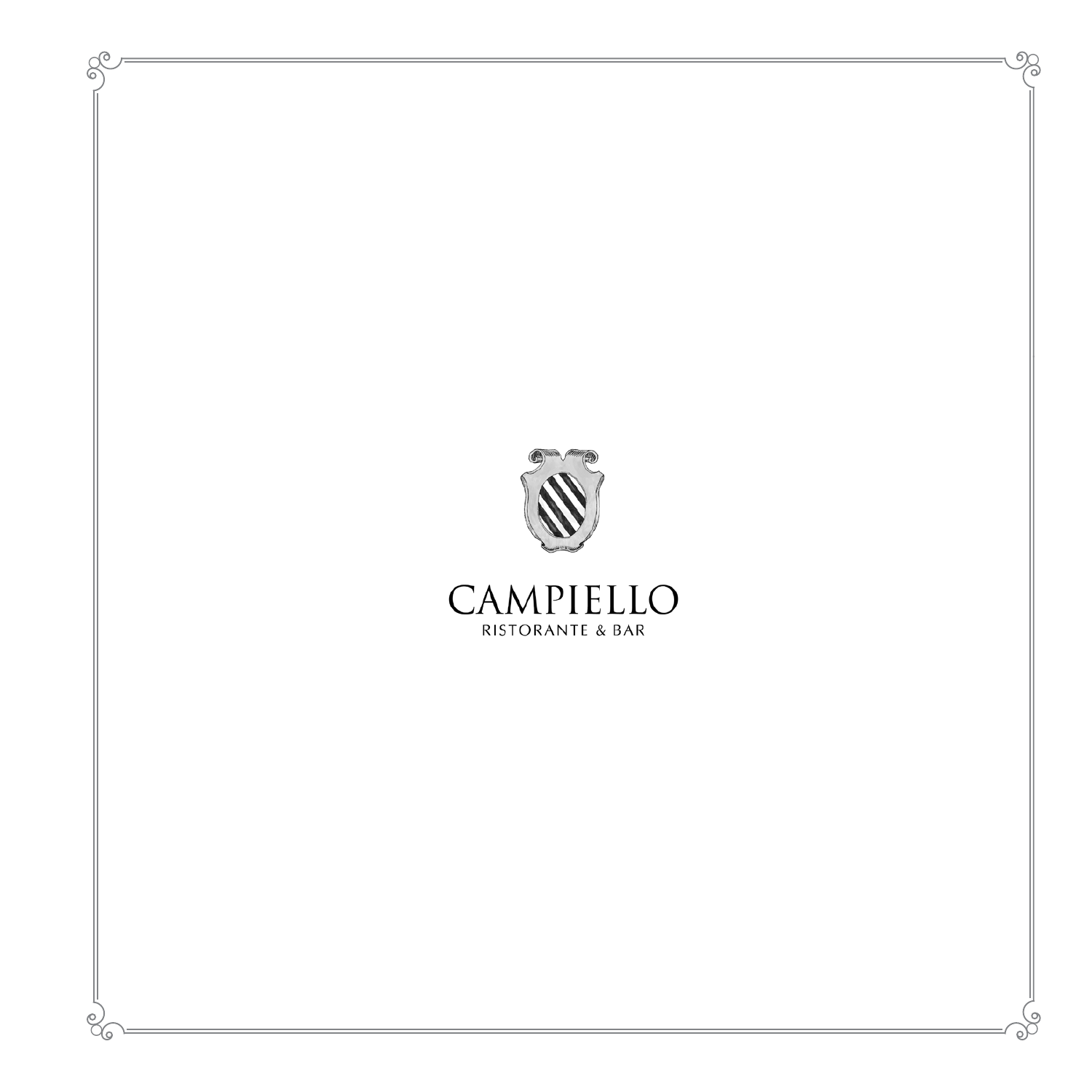# CAMPIELLO

RISTORANTE & BAR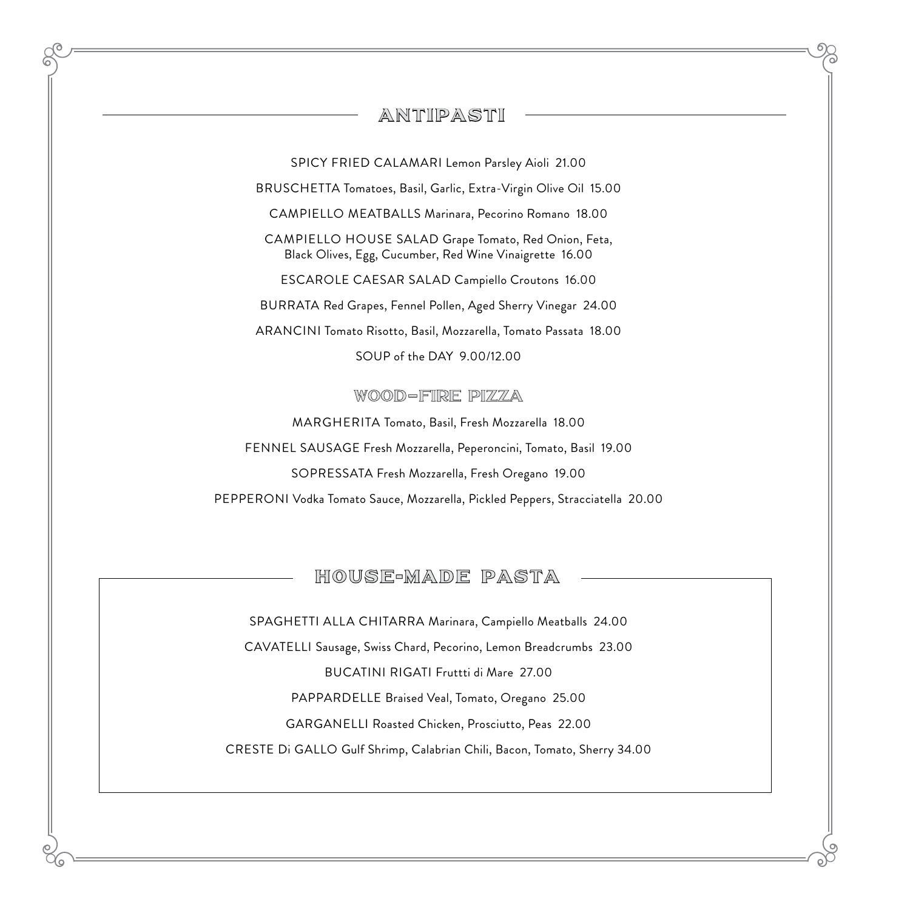## ANTIPASTI

SPICY FRIED CALAMARI Lemon Parsley Aioli 21.00

BRUSCHETTA Tomatoes, Basil, Garlic, Extra-Virgin Olive Oil 15.00

CAMPIELLO MEATBALLS Marinara, Pecorino Romano 18.00

CAMPIELLO HOUSE SALAD Grape Tomato, Red Onion, Feta, Black Olives, Egg, Cucumber, Red Wine Vinaigrette 16.00

ESCAROLE CAESAR SALAD Campiello Croutons 16.00

BURRATA Red Grapes, Fennel Pollen, Aged Sherry Vinegar 24.00

ARANCINI Tomato Risotto, Basil, Mozzarella, Tomato Passata 18.00

SOUP of the DAY 9.00/12.00

### WOOD-FIRE PIZZA

MARGHERITA Tomato, Basil, Fresh Mozzarella 18.00

FENNEL SAUSAGE Fresh Mozzarella, Peperoncini, Tomato, Basil 19.00

SOPRESSATA Fresh Mozzarella, Fresh Oregano 19.00

PEPPERONI Vodka Tomato Sauce, Mozzarella, Pickled Peppers, Stracciatella 20.00

## HOUSE-MADE PASTA

SPAGHETTI ALLA CHITARRA Marinara, Campiello Meatballs 24.00

CAVATELLI Sausage, Swiss Chard, Pecorino, Lemon Breadcrumbs 23.00

BUCATINI RIGATI Fruttti di Mare 27.00

PAPPARDELLE Braised Veal, Tomato, Oregano 25.00

GARGANELLI Roasted Chicken, Prosciutto, Peas 22.00

CRESTE Di GALLO Gulf Shrimp, Calabrian Chili, Bacon, Tomato, Sherry 34.00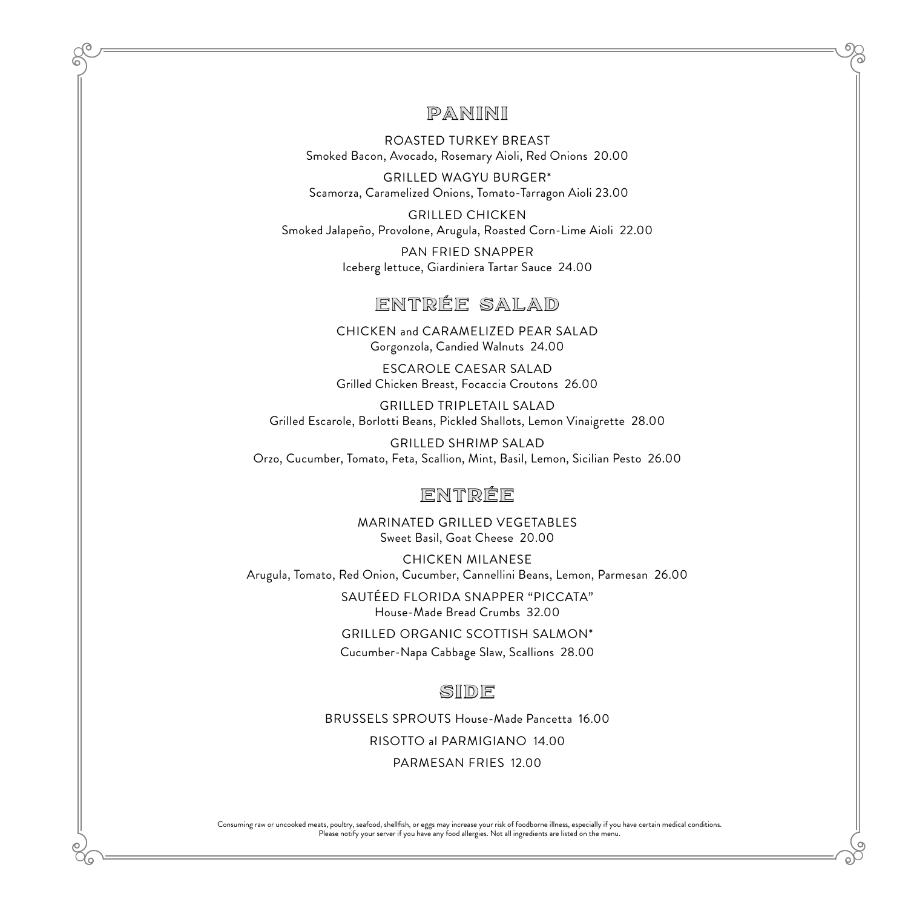## PANINI

ROASTED TURKEY BREAST
Smoked Bacon, Avocado, Rosemary Aioli, Red Onions 20.00

GRILLED WAGYU BURGER*
Scamorza, Caramelized Onions, Tomato-Tarragon Aioli 23.00

GRILLED CHICKEN
Smoked Jalapeño, Provolone, Arugula, Roasted Corn-Lime Aioli 22.00

PAN FRIED SNAPPER
Iceberg lettuce, Giardiniera Tartar Sauce 24.00

## ENTRÉE SALAD

CHICKEN and CARAMELIZED PEAR SALAD
Gorgonzola, Candied Walnuts 24.00

ESCAROLE CAESAR SALAD
Grilled Chicken Breast, Focaccia Croutons 26.00

GRILLED TRIPLETAIL SALAD
Grilled Escarole, Borlotti Beans, Pickled Shallots, Lemon Vinaigrette 28.00

GRILLED SHRIMP SALAD
Orzo, Cucumber, Tomato, Feta, Scallion, Mint, Basil, Lemon, Sicilian Pesto 26.00

## ENTRÉE

MARINATED GRILLED VEGETABLES
Sweet Basil, Goat Cheese 20.00

CHICKEN MILANESE
Arugula, Tomato, Red Onion, Cucumber, Cannellini Beans, Lemon, Parmesan 26.00

SAUTÉED FLORIDA SNAPPER "PICCATA"
House-Made Bread Crumbs 32.00

GRILLED ORGANIC SCOTTISH SALMON*
Cucumber-Napa Cabbage Slaw, Scallions 28.00

## SIDE

BRUSSELS SPROUTS House-Made Pancetta 16.00

RISOTTO al PARMIGIANO 14.00

PARMESAN FRIES 12.00

Consuming raw or uncooked meats, poultry, seafood, shellfish, or eggs may increase your risk of foodborne illness, especially if you have certain medical conditions.
Please notify your server if you have any food allergies. Not all ingredients are listed on the menu.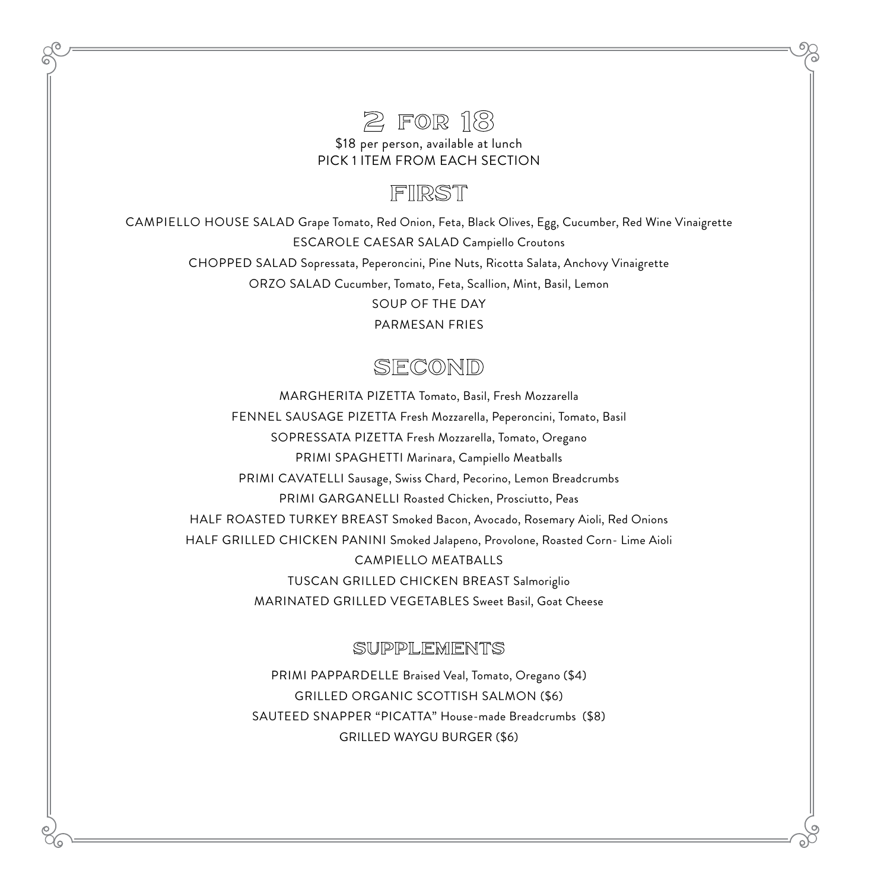# 2 FOR 18

$18 per person, available at lunch
PICK 1 ITEM FROM EACH SECTION

## FIRST

CAMPIELLO HOUSE SALAD Grape Tomato, Red Onion, Feta, Black Olives, Egg, Cucumber, Red Wine Vinaigrette

ESCAROLE CAESAR SALAD Campiello Croutons

CHOPPED SALAD Sopressata, Peperoncini, Pine Nuts, Ricotta Salata, Anchovy Vinaigrette

ORZO SALAD Cucumber, Tomato, Feta, Scallion, Mint, Basil, Lemon

SOUP OF THE DAY

PARMESAN FRIES

## SECOND

MARGHERITA PIZETTA Tomato, Basil, Fresh Mozzarella

FENNEL SAUSAGE PIZETTA Fresh Mozzarella, Peperoncini, Tomato, Basil

SOPRESSATA PIZETTA Fresh Mozzarella, Tomato, Oregano

PRIMI SPAGHETTI Marinara, Campiello Meatballs

PRIMI CAVATELLI Sausage, Swiss Chard, Pecorino, Lemon Breadcrumbs

PRIMI GARGANELLI Roasted Chicken, Prosciutto, Peas

HALF ROASTED TURKEY BREAST Smoked Bacon, Avocado, Rosemary Aioli, Red Onions

HALF GRILLED CHICKEN PANINI Smoked Jalapeno, Provolone, Roasted Corn- Lime Aioli

CAMPIELLO MEATBALLS

TUSCAN GRILLED CHICKEN BREAST Salmoriglio

MARINATED GRILLED VEGETABLES Sweet Basil, Goat Cheese

### SUPPLEMENTS

PRIMI PAPPARDELLE Braised Veal, Tomato, Oregano ($4)

GRILLED ORGANIC SCOTTISH SALMON ($6)

SAUTEED SNAPPER "PICATTA" House-made Breadcrumbs ($8)

GRILLED WAYGU BURGER ($6)